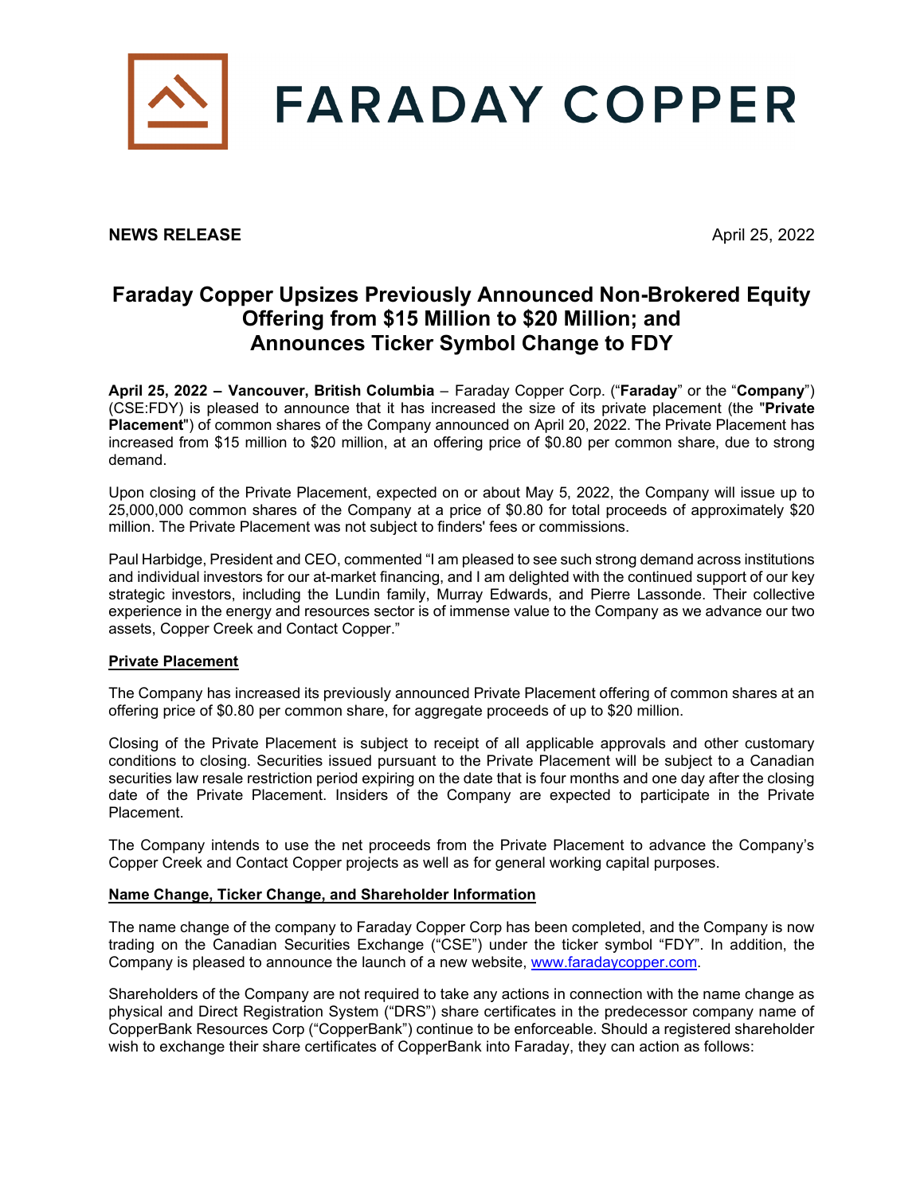# FARADAY COPPER

**NEWS RELEASE** April 25, 2022

## Faraday Copper Upsizes Previously Announced Non-Brokered Equity Offering from $15 Million to $20 Million; and Announces Ticker Symbol Change to FDY

**April 25, 2022 – Vancouver, British Columbia** – Faraday Copper Corp. ("**Faraday**" or the "**Company**") (CSE:FDY) is pleased to announce that it has increased the size of its private placement (the "**Private Placement**") of common shares of the Company announced on April 20, 2022. The Private Placement has increased from $15 million to $20 million, at an offering price of $0.80 per common share, due to strong demand.

Upon closing of the Private Placement, expected on or about May 5, 2022, the Company will issue up to 25,000,000 common shares of the Company at a price of $0.80 for total proceeds of approximately $20 million. The Private Placement was not subject to finders' fees or commissions.

Paul Harbidge, President and CEO, commented "I am pleased to see such strong demand across institutions and individual investors for our at-market financing, and I am delighted with the continued support of our key strategic investors, including the Lundin family, Murray Edwards, and Pierre Lassonde. Their collective experience in the energy and resources sector is of immense value to the Company as we advance our two assets, Copper Creek and Contact Copper."

### Private Placement

The Company has increased its previously announced Private Placement offering of common shares at an offering price of $0.80 per common share, for aggregate proceeds of up to $20 million.

Closing of the Private Placement is subject to receipt of all applicable approvals and other customary conditions to closing. Securities issued pursuant to the Private Placement will be subject to a Canadian securities law resale restriction period expiring on the date that is four months and one day after the closing date of the Private Placement. Insiders of the Company are expected to participate in the Private Placement.

The Company intends to use the net proceeds from the Private Placement to advance the Company's Copper Creek and Contact Copper projects as well as for general working capital purposes.

### Name Change, Ticker Change, and Shareholder Information

The name change of the company to Faraday Copper Corp has been completed, and the Company is now trading on the Canadian Securities Exchange ("CSE") under the ticker symbol "FDY". In addition, the Company is pleased to announce the launch of a new website, www.faradaycopper.com.

Shareholders of the Company are not required to take any actions in connection with the name change as physical and Direct Registration System ("DRS") share certificates in the predecessor company name of CopperBank Resources Corp ("CopperBank") continue to be enforceable. Should a registered shareholder wish to exchange their share certificates of CopperBank into Faraday, they can action as follows: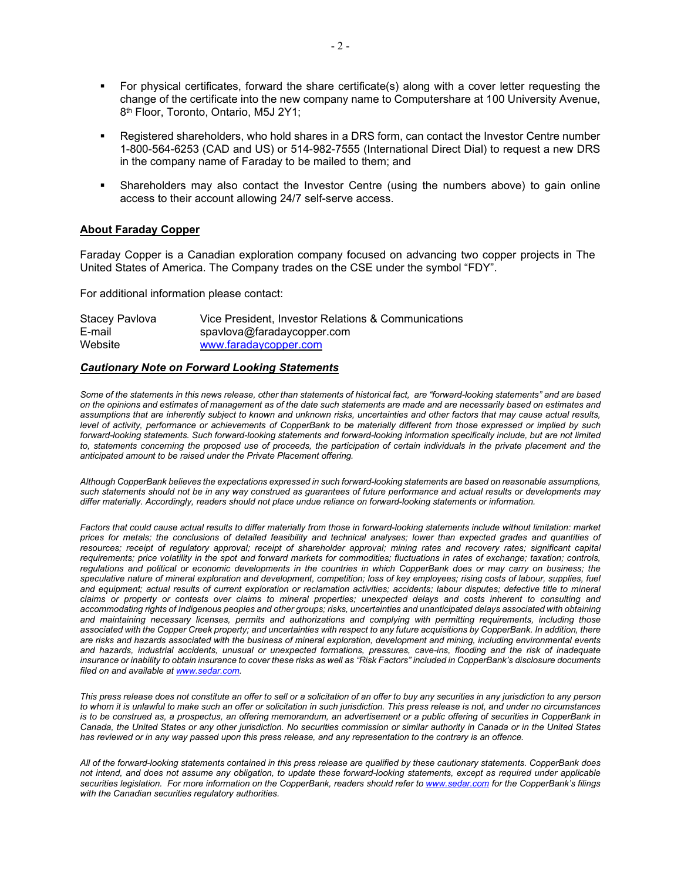- For physical certificates, forward the share certificate(s) along with a cover letter requesting the change of the certificate into the new company name to Computershare at 100 University Avenue, 8th Floor, Toronto, Ontario, M5J 2Y1;
- Registered shareholders, who hold shares in a DRS form, can contact the Investor Centre number 1-800-564-6253 (CAD and US) or 514-982-7555 (International Direct Dial) to request a new DRS in the company name of Faraday to be mailed to them; and
- Shareholders may also contact the Investor Centre (using the numbers above) to gain online access to their account allowing 24/7 self-serve access.

## About Faraday Copper

Faraday Copper is a Canadian exploration company focused on advancing two copper projects in The United States of America. The Company trades on the CSE under the symbol "FDY".

For additional information please contact:

| | |
|---|---|
| Stacey Pavlova | Vice President, Investor Relations & Communications |
| E-mail | spavlova@faradaycopper.com |
| Website | www.faradaycopper.com |

## *Cautionary Note on Forward Looking Statements*

*Some of the statements in this news release, other than statements of historical fact, are "forward-looking statements" and are based on the opinions and estimates of management as of the date such statements are made and are necessarily based on estimates and assumptions that are inherently subject to known and unknown risks, uncertainties and other factors that may cause actual results, level of activity, performance or achievements of CopperBank to be materially different from those expressed or implied by such forward-looking statements. Such forward-looking statements and forward-looking information specifically include, but are not limited to, statements concerning the proposed use of proceeds, the participation of certain individuals in the private placement and the anticipated amount to be raised under the Private Placement offering.*

*Although CopperBank believes the expectations expressed in such forward-looking statements are based on reasonable assumptions, such statements should not be in any way construed as guarantees of future performance and actual results or developments may differ materially. Accordingly, readers should not place undue reliance on forward-looking statements or information.*

*Factors that could cause actual results to differ materially from those in forward-looking statements include without limitation: market prices for metals; the conclusions of detailed feasibility and technical analyses; lower than expected grades and quantities of resources; receipt of regulatory approval; receipt of shareholder approval; mining rates and recovery rates; significant capital requirements; price volatility in the spot and forward markets for commodities; fluctuations in rates of exchange; taxation; controls, regulations and political or economic developments in the countries in which CopperBank does or may carry on business; the speculative nature of mineral exploration and development, competition; loss of key employees; rising costs of labour, supplies, fuel and equipment; actual results of current exploration or reclamation activities; accidents; labour disputes; defective title to mineral claims or property or contests over claims to mineral properties; unexpected delays and costs inherent to consulting and accommodating rights of Indigenous peoples and other groups; risks, uncertainties and unanticipated delays associated with obtaining and maintaining necessary licenses, permits and authorizations and complying with permitting requirements, including those associated with the Copper Creek property; and uncertainties with respect to any future acquisitions by CopperBank. In addition, there are risks and hazards associated with the business of mineral exploration, development and mining, including environmental events and hazards, industrial accidents, unusual or unexpected formations, pressures, cave-ins, flooding and the risk of inadequate insurance or inability to obtain insurance to cover these risks as well as "Risk Factors" included in CopperBank's disclosure documents filed on and available at www.sedar.com.*

*This press release does not constitute an offer to sell or a solicitation of an offer to buy any securities in any jurisdiction to any person to whom it is unlawful to make such an offer or solicitation in such jurisdiction. This press release is not, and under no circumstances is to be construed as, a prospectus, an offering memorandum, an advertisement or a public offering of securities in CopperBank in Canada, the United States or any other jurisdiction. No securities commission or similar authority in Canada or in the United States has reviewed or in any way passed upon this press release, and any representation to the contrary is an offence.*

*All of the forward-looking statements contained in this press release are qualified by these cautionary statements. CopperBank does not intend, and does not assume any obligation, to update these forward-looking statements, except as required under applicable securities legislation. For more information on the CopperBank, readers should refer to www.sedar.com for the CopperBank's filings with the Canadian securities regulatory authorities.*